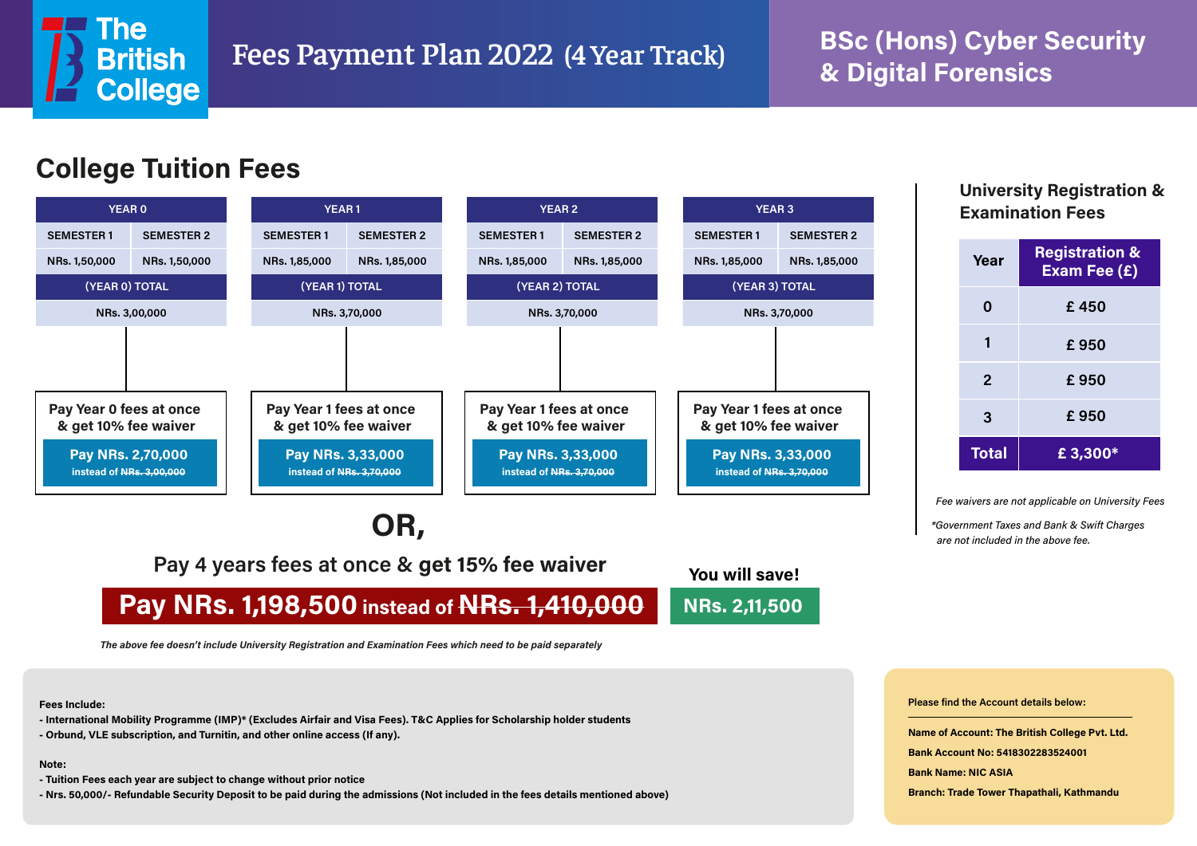# The British College

## Fees Payment Plan 2022 (4 Year Track)

## BSc (Hons) Cyber Security & Digital Forensics

## College Tuition Fees

| YEAR 0 | | YEAR 1 | | YEAR 2 | | YEAR 3 | |
|---|---|---|---|---|---|---|---|
| SEMESTER 1 | SEMESTER 2 | SEMESTER 1 | SEMESTER 2 | SEMESTER 1 | SEMESTER 2 | SEMESTER 1 | SEMESTER 2 |
| NRs. 1,50,000 | NRs. 1,50,000 | NRs. 1,85,000 | NRs. 1,85,000 | NRs. 1,85,000 | NRs. 1,85,000 | NRs. 1,85,000 | NRs. 1,85,000 |
| (YEAR 0) TOTAL | | (YEAR 1) TOTAL | | (YEAR 2) TOTAL | | (YEAR 3) TOTAL | |
| NRs. 3,00,000 | | NRs. 3,70,000 | | NRs. 3,70,000 | | NRs. 3,70,000 | |

- **Year 0:** Pay Year 0 fees at once & get 10% fee waiver — **Pay NRs. 2,70,000** instead of ~~NRs. 3,00,000~~
- **Year 1:** Pay Year 1 fees at once & get 10% fee waiver — **Pay NRs. 3,33,000** instead of ~~NRs. 3,70,000~~
- **Year 2:** Pay Year 1 fees at once & get 10% fee waiver — **Pay NRs. 3,33,000** instead of ~~NRs. 3,70,000~~
- **Year 3:** Pay Year 1 fees at once & get 10% fee waiver — **Pay NRs. 3,33,000** instead of ~~NRs. 3,70,000~~

**OR,**

Pay 4 years fees at once & **get 15% fee waiver**

**Pay NRs. 1,198,500 instead of ~~NRs. 1,410,000~~**

**You will save! NRs. 2,11,500**

*The above fee doesn't include University Registration and Examination Fees which need to be paid separately*

## University Registration & Examination Fees

| Year | Registration & Exam Fee (£) |
|---|---|
| 0 | £ 450 |
| 1 | £ 950 |
| 2 | £ 950 |
| 3 | £ 950 |
| **Total** | **£ 3,300*** |

*Fee waivers are not applicable on University Fees*

*\*Government Taxes and Bank & Swift Charges are not included in the above fee.*

**Fees Include:**

- International Mobility Programme (IMP)* (Excludes Airfair and Visa Fees). T&C Applies for Scholarship holder students
- Orbund, VLE subscription, and Turnitin, and other online access (If any).

**Note:**

- Tuition Fees each year are subject to change without prior notice
- Nrs. 50,000/- Refundable Security Deposit to be paid during the admissions (Not included in the fees details mentioned above)

**Please find the Account details below:**

- Name of Account: The British College Pvt. Ltd.
- Bank Account No: 5418302283524001
- Bank Name: NIC ASIA
- Branch: Trade Tower Thapathali, Kathmandu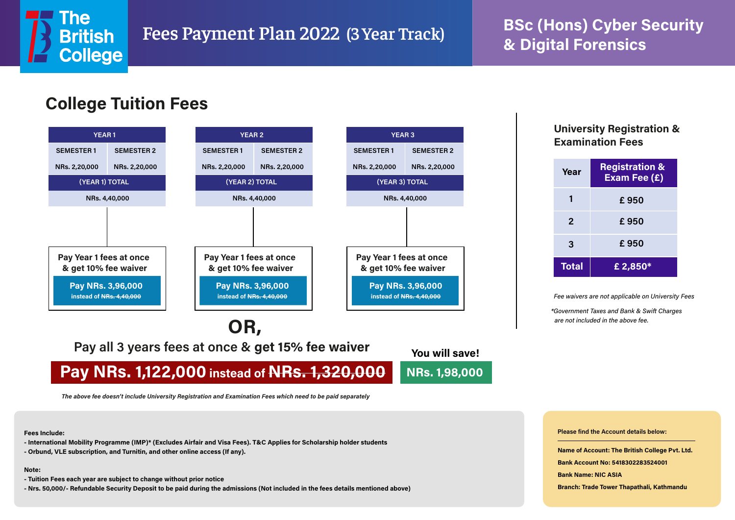The British College

# Fees Payment Plan 2022 (3 Year Track)

## BSc (Hons) Cyber Security & Digital Forensics

## College Tuition Fees

| YEAR 1 | |
|---|---|
| SEMESTER 1 | SEMESTER 2 |
| NRs. 2,20,000 | NRs. 2,20,000 |
| (YEAR 1) TOTAL | |
| NRs. 4,40,000 | |

Pay Year 1 fees at once & get 10% fee waiver

**Pay NRs. 3,96,000** instead of ~~NRs. 4,40,000~~

| YEAR 2 | |
|---|---|
| SEMESTER 1 | SEMESTER 2 |
| NRs. 2,20,000 | NRs. 2,20,000 |
| (YEAR 2) TOTAL | |
| NRs. 4,40,000 | |

Pay Year 1 fees at once & get 10% fee waiver

**Pay NRs. 3,96,000** instead of ~~NRs. 4,40,000~~

| YEAR 3 | |
|---|---|
| SEMESTER 1 | SEMESTER 2 |
| NRs. 2,20,000 | NRs. 2,20,000 |
| (YEAR 3) TOTAL | |
| NRs. 4,40,000 | |

Pay Year 1 fees at once & get 10% fee waiver

**Pay NRs. 3,96,000** instead of ~~NRs. 4,40,000~~

**OR,**

Pay all 3 years fees at once & **get 15% fee waiver**

**Pay NRs. 1,122,000 instead of ~~NRs. 1,320,000~~**

**You will save!** **NRs. 1,98,000**

*The above fee doesn't include University Registration and Examination Fees which need to be paid separately*

### University Registration & Examination Fees

| Year | Registration & Exam Fee (£) |
|---|---|
| 1 | £ 950 |
| 2 | £ 950 |
| 3 | £ 950 |
| **Total** | **£ 2,850*** |

*Fee waivers are not applicable on University Fees*

*\*Government Taxes and Bank & Swift Charges are not included in the above fee.*

**Fees Include:**
- International Mobility Programme (IMP)* (Excludes Airfair and Visa Fees). T&C Applies for Scholarship holder students
- Orbund, VLE subscription, and Turnitin, and other online access (If any).

**Note:**
- Tuition Fees each year are subject to change without prior notice
- Nrs. 50,000/- Refundable Security Deposit to be paid during the admissions (Not included in the fees details mentioned above)

**Please find the Account details below:**

Name of Account: The British College Pvt. Ltd.

Bank Account No: 5418302283524001

Bank Name: NIC ASIA

Branch: Trade Tower Thapathali, Kathmandu